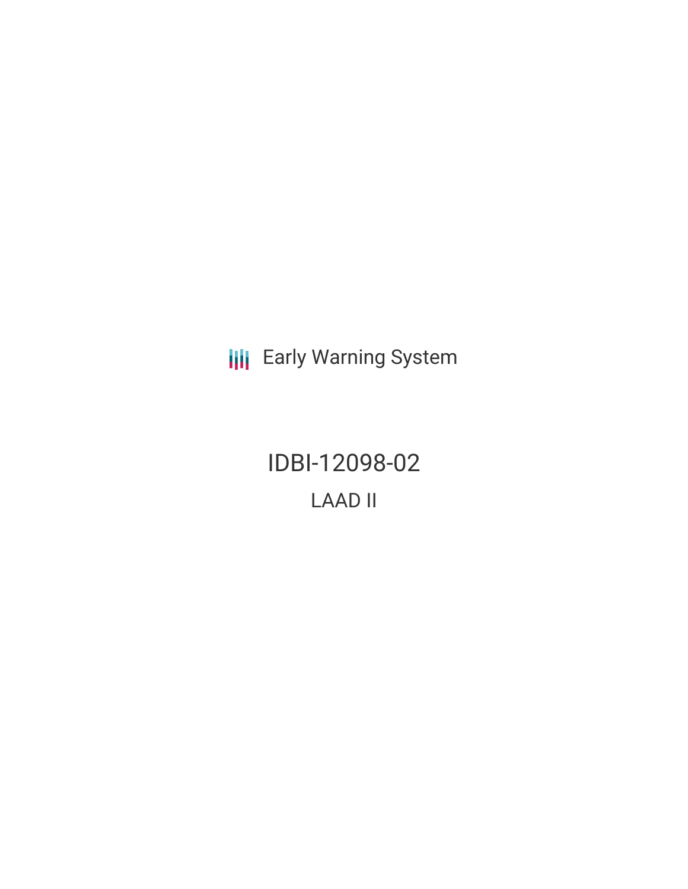Early Warning System

# IDBI-12098-02

## LAAD II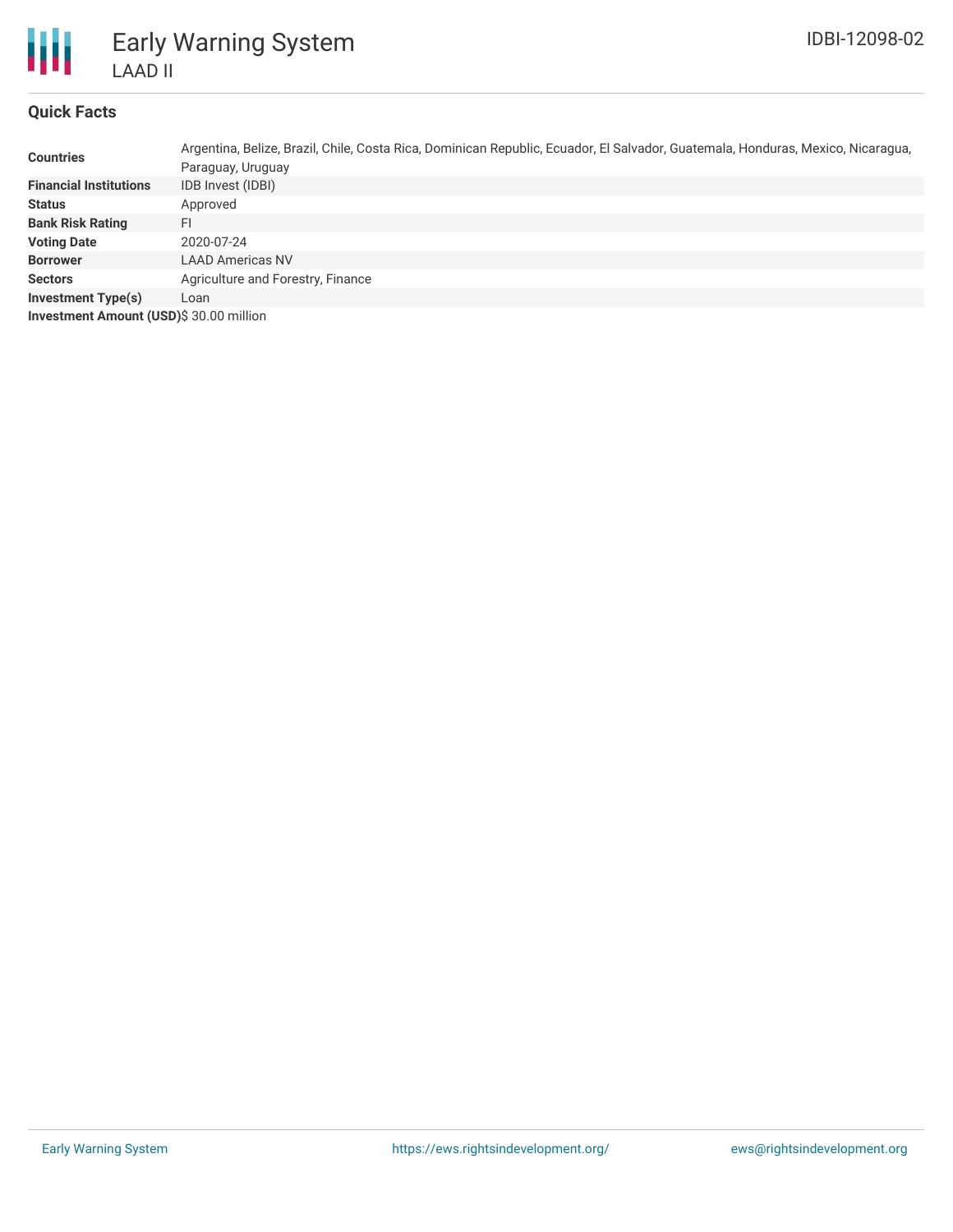# Early Warning System

## LAAD II

IDBI-12098-02

### Quick Facts

| | |
|---|---|
| **Countries** | Argentina, Belize, Brazil, Chile, Costa Rica, Dominican Republic, Ecuador, El Salvador, Guatemala, Honduras, Mexico, Nicaragua, Paraguay, Uruguay |
| **Financial Institutions** | IDB Invest (IDBI) |
| **Status** | Approved |
| **Bank Risk Rating** | FI |
| **Voting Date** | 2020-07-24 |
| **Borrower** | LAAD Americas NV |
| **Sectors** | Agriculture and Forestry, Finance |
| **Investment Type(s)** | Loan |
| **Investment Amount (USD)** | $ 30.00 million |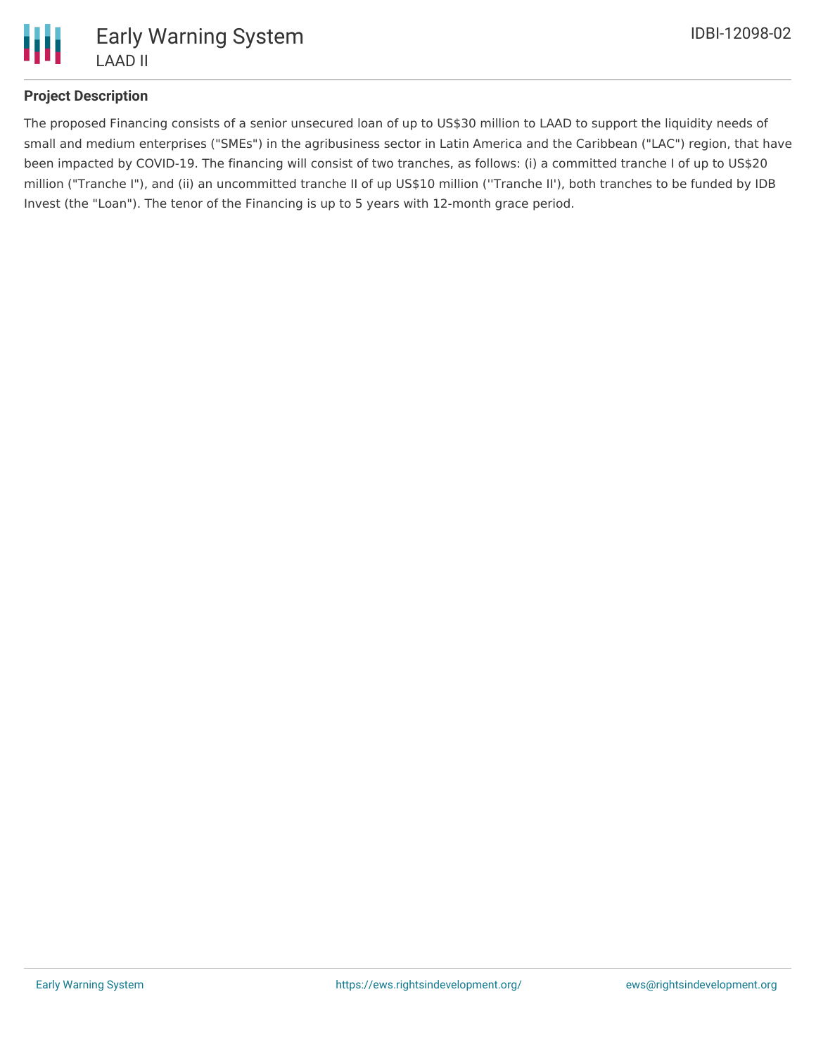### Project Description

The proposed Financing consists of a senior unsecured loan of up to US$30 million to LAAD to support the liquidity needs of small and medium enterprises ("SMEs") in the agribusiness sector in Latin America and the Caribbean ("LAC") region, that have been impacted by COVID-19. The financing will consist of two tranches, as follows: (i) a committed tranche I of up to US$20 million ("Tranche I"), and (ii) an uncommitted tranche II of up US$10 million (''Tranche II'), both tranches to be funded by IDB Invest (the "Loan"). The tenor of the Financing is up to 5 years with 12-month grace period.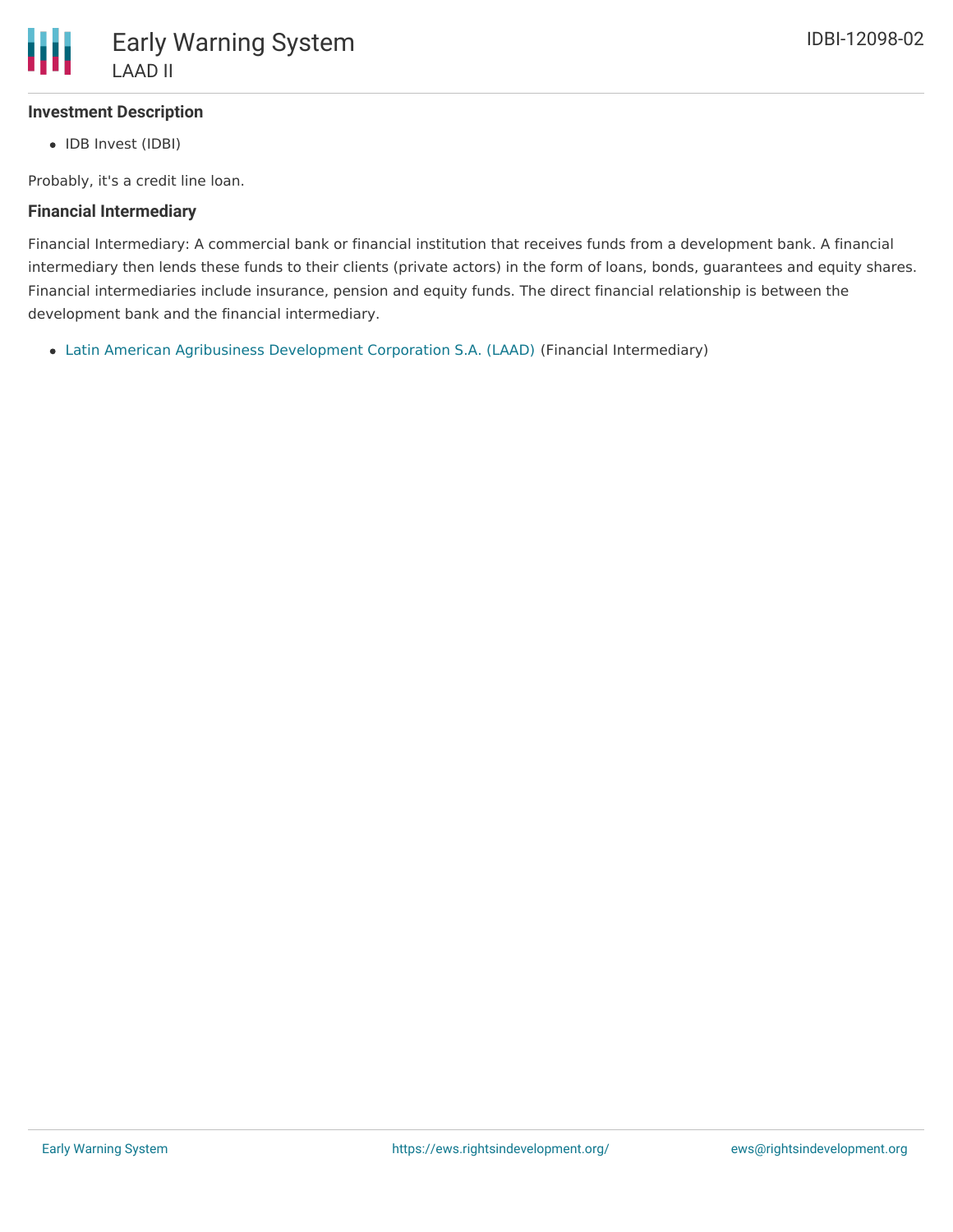### Investment Description

- IDB Invest (IDBI)

Probably, it's a credit line loan.

### Financial Intermediary

Financial Intermediary: A commercial bank or financial institution that receives funds from a development bank. A financial intermediary then lends these funds to their clients (private actors) in the form of loans, bonds, guarantees and equity shares. Financial intermediaries include insurance, pension and equity funds. The direct financial relationship is between the development bank and the financial intermediary.

- Latin American Agribusiness Development Corporation S.A. (LAAD) (Financial Intermediary)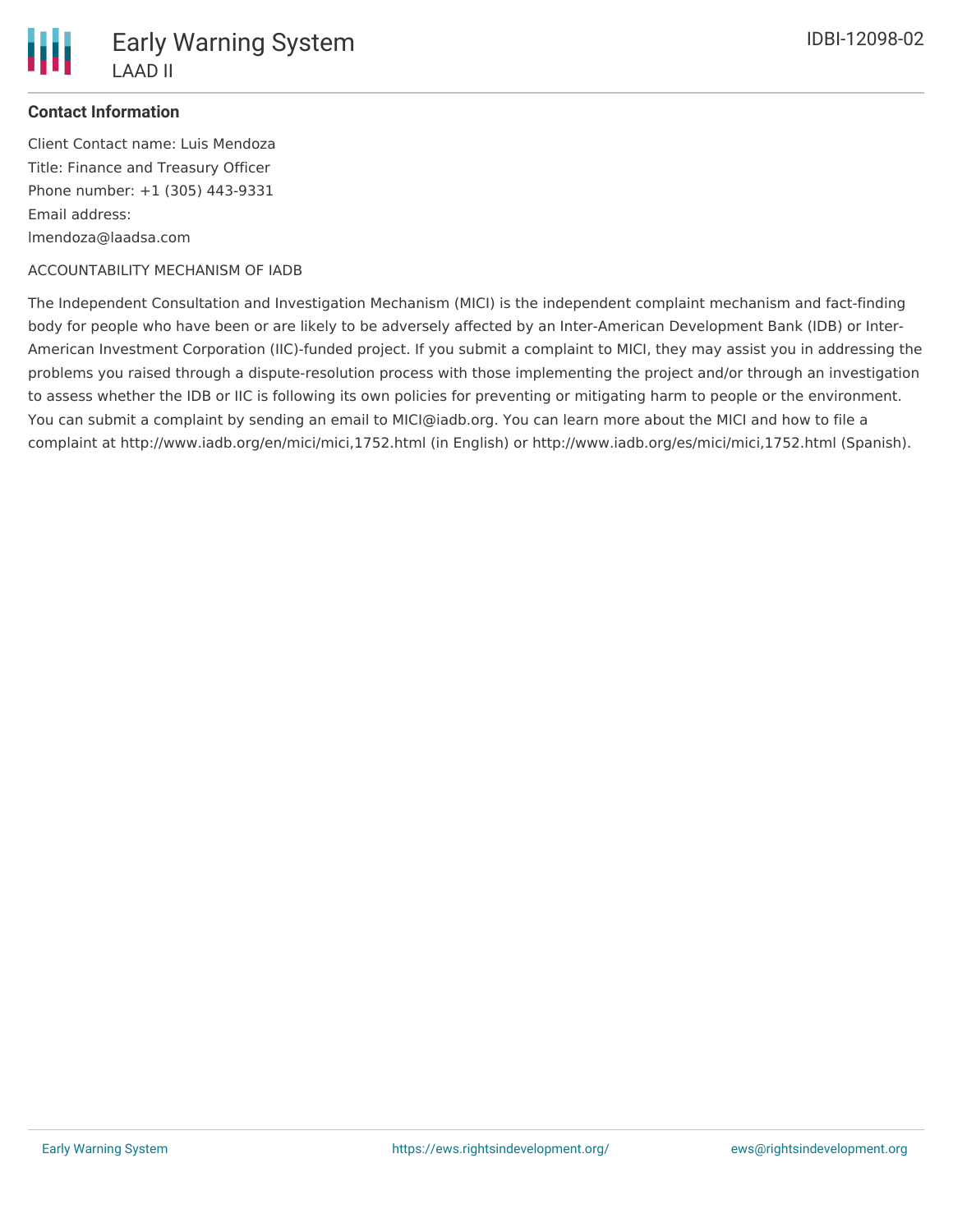**Contact Information**

Client Contact name: Luis Mendoza
Title: Finance and Treasury Officer
Phone number: +1 (305) 443-9331
Email address:
lmendoza@laadsa.com

ACCOUNTABILITY MECHANISM OF IADB

The Independent Consultation and Investigation Mechanism (MICI) is the independent complaint mechanism and fact-finding body for people who have been or are likely to be adversely affected by an Inter-American Development Bank (IDB) or Inter-American Investment Corporation (IIC)-funded project. If you submit a complaint to MICI, they may assist you in addressing the problems you raised through a dispute-resolution process with those implementing the project and/or through an investigation to assess whether the IDB or IIC is following its own policies for preventing or mitigating harm to people or the environment. You can submit a complaint by sending an email to MICI@iadb.org. You can learn more about the MICI and how to file a complaint at http://www.iadb.org/en/mici/mici,1752.html (in English) or http://www.iadb.org/es/mici/mici,1752.html (Spanish).